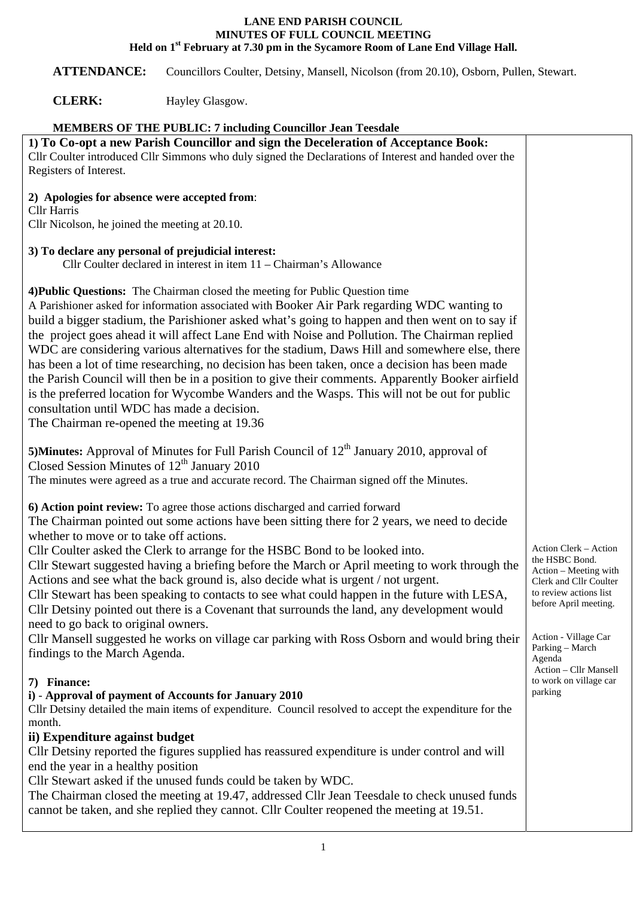# LANE END PARISH COUNCIL
## MINUTES OF FULL COUNCIL MEETING
### Held on 1st February at 7.30 pm in the Sycamore Room of Lane End Village Hall.

**ATTENDANCE:** Councillors Coulter, Detsiny, Mansell, Nicolson (from 20.10), Osborn, Pullen, Stewart.

**CLERK:** Hayley Glasgow.

**MEMBERS OF THE PUBLIC: 7 including Councillor Jean Teesdale**

| | |
|---|---|
| **1) To Co-opt a new Parish Councillor and sign the Deceleration of Acceptance Book:**<br>Cllr Coulter introduced Cllr Simmons who duly signed the Declarations of Interest and handed over the Registers of Interest. | |
| **2) Apologies for absence were accepted from**:<br>Cllr Harris<br>Cllr Nicolson, he joined the meeting at 20.10. | |
| **3) To declare any personal of prejudicial interest:**<br>Cllr Coulter declared in interest in item 11 – Chairman's Allowance | |
| **4)Public Questions:** The Chairman closed the meeting for Public Question time<br>A Parishioner asked for information associated with Booker Air Park regarding WDC wanting to build a bigger stadium, the Parishioner asked what's going to happen and then went on to say if the project goes ahead it will affect Lane End with Noise and Pollution. The Chairman replied WDC are considering various alternatives for the stadium, Daws Hill and somewhere else, there has been a lot of time researching, no decision has been taken, once a decision has been made the Parish Council will then be in a position to give their comments. Apparently Booker airfield is the preferred location for Wycombe Wanders and the Wasps. This will not be out for public consultation until WDC has made a decision.<br>The Chairman re-opened the meeting at 19.36 | |
| **5)Minutes:** Approval of Minutes for Full Parish Council of 12th January 2010, approval of Closed Session Minutes of 12th January 2010<br>The minutes were agreed as a true and accurate record. The Chairman signed off the Minutes. | |
| **6) Action point review:** To agree those actions discharged and carried forward<br>The Chairman pointed out some actions have been sitting there for 2 years, we need to decide whether to move or to take off actions.<br>Cllr Coulter asked the Clerk to arrange for the HSBC Bond to be looked into.<br>Cllr Stewart suggested having a briefing before the March or April meeting to work through the Actions and see what the back ground is, also decide what is urgent / not urgent.<br>Cllr Stewart has been speaking to contacts to see what could happen in the future with LESA, Cllr Detsiny pointed out there is a Covenant that surrounds the land, any development would need to go back to original owners.<br>Cllr Mansell suggested he works on village car parking with Ross Osborn and would bring their findings to the March Agenda. | Action Clerk – Action the HSBC Bond.<br>Action – Meeting with Clerk and Cllr Coulter to review actions list before April meeting.<br><br>Action - Village Car Parking – March Agenda<br>Action – Cllr Mansell to work on village car parking |
| **7) Finance:**<br>**i) - Approval of payment of Accounts for January 2010**<br>Cllr Detsiny detailed the main items of expenditure. Council resolved to accept the expenditure for the month.<br>**ii) Expenditure against budget**<br>Cllr Detsiny reported the figures supplied has reassured expenditure is under control and will end the year in a healthy position<br>Cllr Stewart asked if the unused funds could be taken by WDC.<br>The Chairman closed the meeting at 19.47, addressed Cllr Jean Teesdale to check unused funds cannot be taken, and she replied they cannot. Cllr Coulter reopened the meeting at 19.51. | |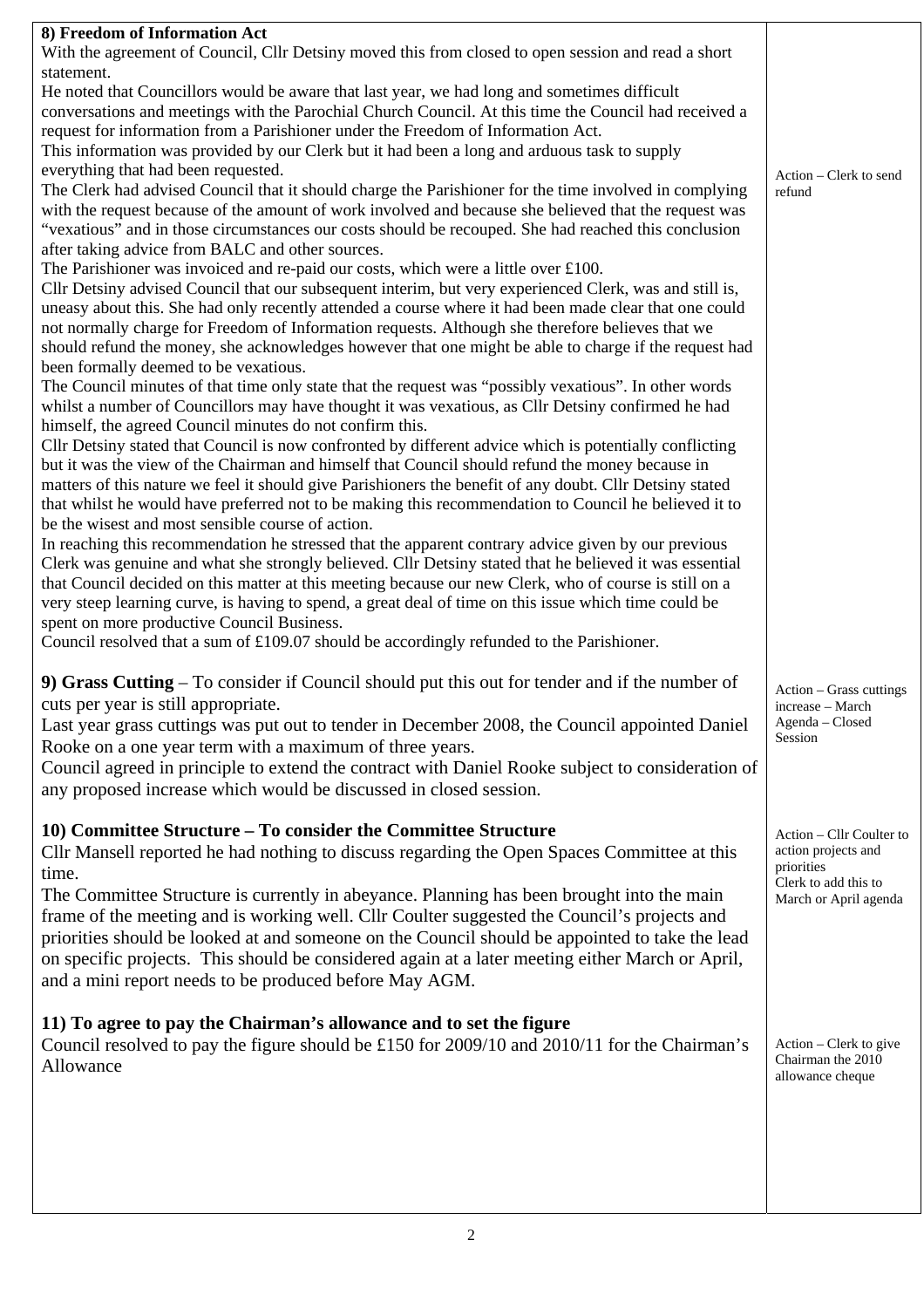| | |
|---|---|
| **8) Freedom of Information Act**<br>With the agreement of Council, Cllr Detsiny moved this from closed to open session and read a short statement.<br>He noted that Councillors would be aware that last year, we had long and sometimes difficult conversations and meetings with the Parochial Church Council. At this time the Council had received a request for information from a Parishioner under the Freedom of Information Act.<br>This information was provided by our Clerk but it had been a long and arduous task to supply everything that had been requested.<br>The Clerk had advised Council that it should charge the Parishioner for the time involved in complying with the request because of the amount of work involved and because she believed that the request was "vexatious" and in those circumstances our costs should be recouped. She had reached this conclusion after taking advice from BALC and other sources.<br>The Parishioner was invoiced and re-paid our costs, which were a little over £100.<br>Cllr Detsiny advised Council that our subsequent interim, but very experienced Clerk, was and still is, uneasy about this. She had only recently attended a course where it had been made clear that one could not normally charge for Freedom of Information requests. Although she therefore believes that we should refund the money, she acknowledges however that one might be able to charge if the request had been formally deemed to be vexatious.<br>The Council minutes of that time only state that the request was "possibly vexatious". In other words whilst a number of Councillors may have thought it was vexatious, as Cllr Detsiny confirmed he had himself, the agreed Council minutes do not confirm this.<br>Cllr Detsiny stated that Council is now confronted by different advice which is potentially conflicting but it was the view of the Chairman and himself that Council should refund the money because in matters of this nature we feel it should give Parishioners the benefit of any doubt. Cllr Detsiny stated that whilst he would have preferred not to be making this recommendation to Council he believed it to be the wisest and most sensible course of action.<br>In reaching this recommendation he stressed that the apparent contrary advice given by our previous Clerk was genuine and what she strongly believed. Cllr Detsiny stated that he believed it was essential that Council decided on this matter at this meeting because our new Clerk, who of course is still on a very steep learning curve, is having to spend, a great deal of time on this issue which time could be spent on more productive Council Business.<br>Council resolved that a sum of £109.07 should be accordingly refunded to the Parishioner. | Action – Clerk to send refund |
| **9) Grass Cutting** – To consider if Council should put this out for tender and if the number of cuts per year is still appropriate.<br>Last year grass cuttings was put out to tender in December 2008, the Council appointed Daniel Rooke on a one year term with a maximum of three years.<br>Council agreed in principle to extend the contract with Daniel Rooke subject to consideration of any proposed increase which would be discussed in closed session. | Action – Grass cuttings increase – March Agenda – Closed Session |
| **10) Committee Structure – To consider the Committee Structure**<br>Cllr Mansell reported he had nothing to discuss regarding the Open Spaces Committee at this time.<br>The Committee Structure is currently in abeyance. Planning has been brought into the main frame of the meeting and is working well. Cllr Coulter suggested the Council's projects and priorities should be looked at and someone on the Council should be appointed to take the lead on specific projects. This should be considered again at a later meeting either March or April, and a mini report needs to be produced before May AGM. | Action – Cllr Coulter to action projects and priorities<br>Clerk to add this to March or April agenda |
| **11) To agree to pay the Chairman's allowance and to set the figure**<br>Council resolved to pay the figure should be £150 for 2009/10 and 2010/11 for the Chairman's Allowance | Action – Clerk to give Chairman the 2010 allowance cheque |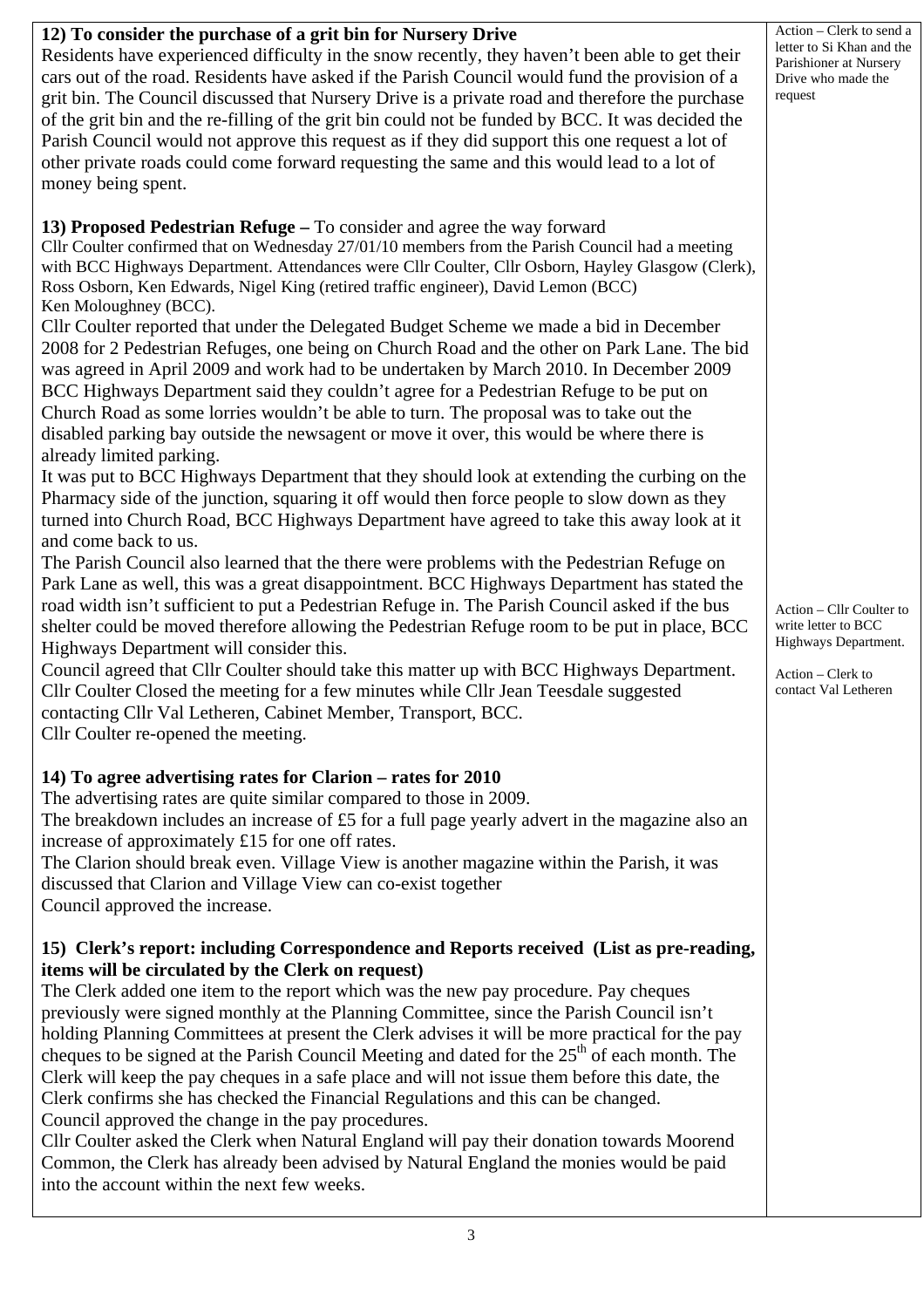| | |
|---|---|
| **12) To consider the purchase of a grit bin for Nursery Drive**<br>Residents have experienced difficulty in the snow recently, they haven't been able to get their cars out of the road. Residents have asked if the Parish Council would fund the provision of a grit bin. The Council discussed that Nursery Drive is a private road and therefore the purchase of the grit bin and the re-filling of the grit bin could not be funded by BCC. It was decided the Parish Council would not approve this request as if they did support this one request a lot of other private roads could come forward requesting the same and this would lead to a lot of money being spent. | Action – Clerk to send a letter to Si Khan and the Parishioner at Nursery Drive who made the request |
| **13) Proposed Pedestrian Refuge –** To consider and agree the way forward<br>Cllr Coulter confirmed that on Wednesday 27/01/10 members from the Parish Council had a meeting with BCC Highways Department. Attendances were Cllr Coulter, Cllr Osborn, Hayley Glasgow (Clerk), Ross Osborn, Ken Edwards, Nigel King (retired traffic engineer), David Lemon (BCC) Ken Moloughney (BCC).<br>Cllr Coulter reported that under the Delegated Budget Scheme we made a bid in December 2008 for 2 Pedestrian Refuges, one being on Church Road and the other on Park Lane. The bid was agreed in April 2009 and work had to be undertaken by March 2010. In December 2009 BCC Highways Department said they couldn't agree for a Pedestrian Refuge to be put on Church Road as some lorries wouldn't be able to turn. The proposal was to take out the disabled parking bay outside the newsagent or move it over, this would be where there is already limited parking.<br>It was put to BCC Highways Department that they should look at extending the curbing on the Pharmacy side of the junction, squaring it off would then force people to slow down as they turned into Church Road, BCC Highways Department have agreed to take this away look at it and come back to us.<br>The Parish Council also learned that the there were problems with the Pedestrian Refuge on Park Lane as well, this was a great disappointment. BCC Highways Department has stated the road width isn't sufficient to put a Pedestrian Refuge in. The Parish Council asked if the bus shelter could be moved therefore allowing the Pedestrian Refuge room to be put in place, BCC Highways Department will consider this.<br>Council agreed that Cllr Coulter should take this matter up with BCC Highways Department.<br>Cllr Coulter Closed the meeting for a few minutes while Cllr Jean Teesdale suggested contacting Cllr Val Letheren, Cabinet Member, Transport, BCC.<br>Cllr Coulter re-opened the meeting. | Action – Cllr Coulter to write letter to BCC Highways Department.<br><br>Action – Clerk to contact Val Letheren |
| **14) To agree advertising rates for Clarion – rates for 2010**<br>The advertising rates are quite similar compared to those in 2009.<br>The breakdown includes an increase of £5 for a full page yearly advert in the magazine also an increase of approximately £15 for one off rates.<br>The Clarion should break even. Village View is another magazine within the Parish, it was discussed that Clarion and Village View can co-exist together<br>Council approved the increase. | |
| **15) Clerk's report: including Correspondence and Reports received (List as pre-reading, items will be circulated by the Clerk on request)**<br>The Clerk added one item to the report which was the new pay procedure. Pay cheques previously were signed monthly at the Planning Committee, since the Parish Council isn't holding Planning Committees at present the Clerk advises it will be more practical for the pay cheques to be signed at the Parish Council Meeting and dated for the 25th of each month. The Clerk will keep the pay cheques in a safe place and will not issue them before this date, the Clerk confirms she has checked the Financial Regulations and this can be changed.<br>Council approved the change in the pay procedures.<br>Cllr Coulter asked the Clerk when Natural England will pay their donation towards Moorend Common, the Clerk has already been advised by Natural England the monies would be paid into the account within the next few weeks. | |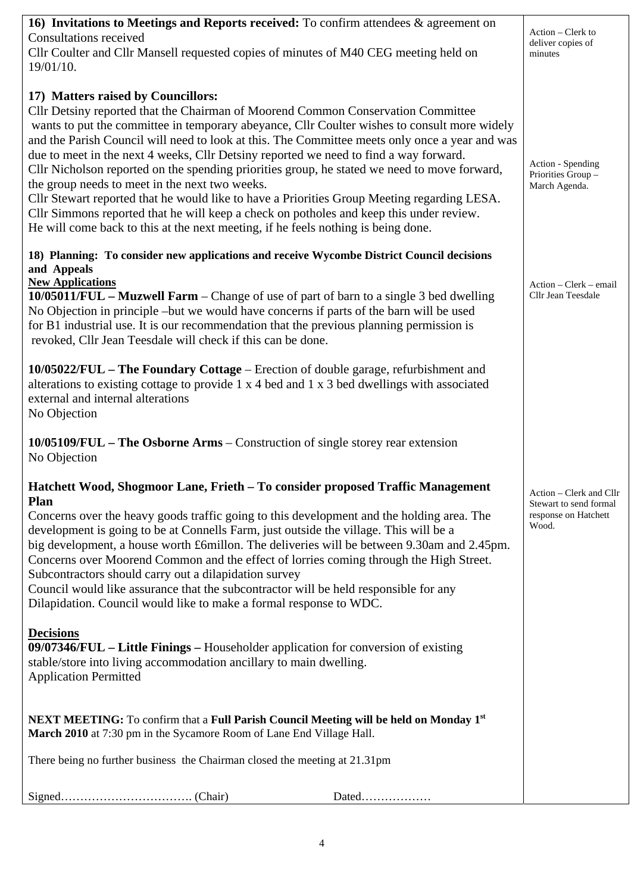**16) Invitations to Meetings and Reports received:** To confirm attendees & agreement on Consultations received
Cllr Coulter and Cllr Mansell requested copies of minutes of M40 CEG meeting held on 19/01/10.

Action – Clerk to deliver copies of minutes

**17) Matters raised by Councillors:**
Cllr Detsiny reported that the Chairman of Moorend Common Conservation Committee wants to put the committee in temporary abeyance, Cllr Coulter wishes to consult more widely and the Parish Council will need to look at this. The Committee meets only once a year and was due to meet in the next 4 weeks, Cllr Detsiny reported we need to find a way forward.
Cllr Nicholson reported on the spending priorities group, he stated we need to move forward, the group needs to meet in the next two weeks.
Cllr Stewart reported that he would like to have a Priorities Group Meeting regarding LESA.
Cllr Simmons reported that he will keep a check on potholes and keep this under review.
He will come back to this at the next meeting, if he feels nothing is being done.

Action - Spending Priorities Group – March Agenda.

**18) Planning: To consider new applications and receive Wycombe District Council decisions and Appeals**

**New Applications**

**10/05011/FUL – Muzwell Farm** – Change of use of part of barn to a single 3 bed dwelling
No Objection in principle –but we would have concerns if parts of the barn will be used for B1 industrial use. It is our recommendation that the previous planning permission is revoked, Cllr Jean Teesdale will check if this can be done.

Action – Clerk – email Cllr Jean Teesdale

**10/05022/FUL – The Foundary Cottage** – Erection of double garage, refurbishment and alterations to existing cottage to provide 1 x 4 bed and 1 x 3 bed dwellings with associated external and internal alterations
No Objection

**10/05109/FUL – The Osborne Arms** – Construction of single storey rear extension
No Objection

**Hatchett Wood, Shogmoor Lane, Frieth – To consider proposed Traffic Management Plan**
Concerns over the heavy goods traffic going to this development and the holding area. The development is going to be at Connells Farm, just outside the village. This will be a big development, a house worth £6millon. The deliveries will be between 9.30am and 2.45pm. Concerns over Moorend Common and the effect of lorries coming through the High Street. Subcontractors should carry out a dilapidation survey
Council would like assurance that the subcontractor will be held responsible for any Dilapidation. Council would like to make a formal response to WDC.

Action – Clerk and Cllr Stewart to send formal response on Hatchett Wood.

**Decisions**

**09/07346/FUL – Little Finings –** Householder application for conversion of existing stable/store into living accommodation ancillary to main dwelling.
Application Permitted

**NEXT MEETING:** To confirm that a **Full Parish Council Meeting will be held on Monday 1st March 2010** at 7:30 pm in the Sycamore Room of Lane End Village Hall.

There being no further business the Chairman closed the meeting at 21.31pm

Signed……………………………. (Chair) Dated………………